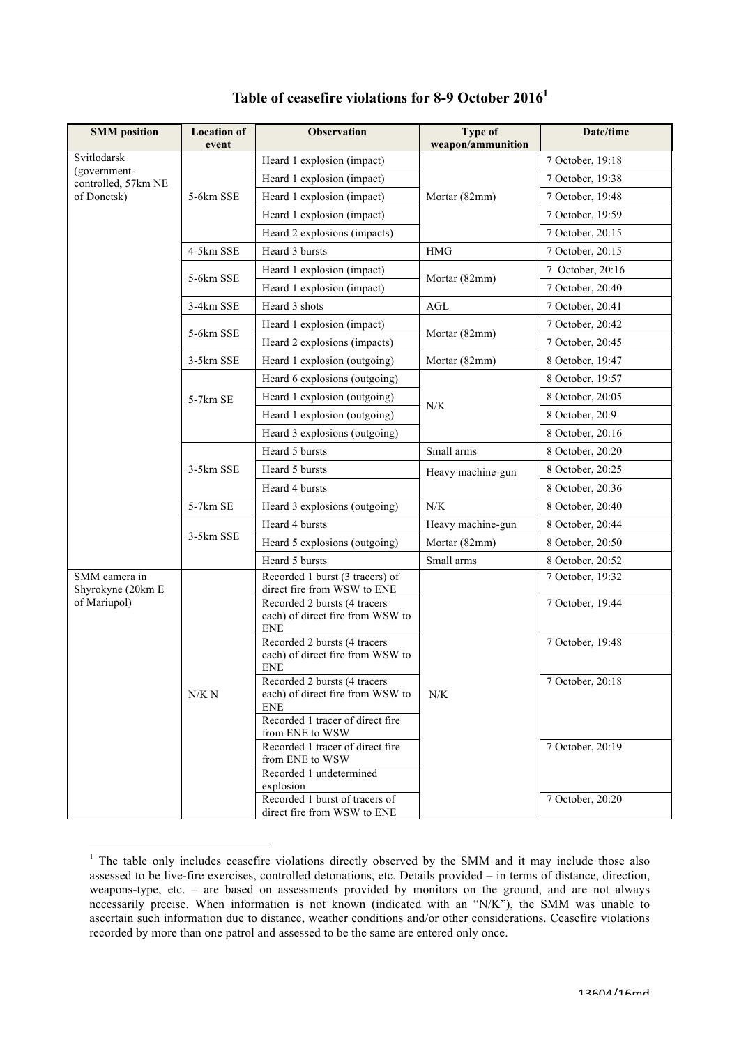## Table of ceasefire violations for 8-9 October 2016[1]

| SMM position | Location of event | Observation | Type of weapon/ammunition | Date/time |
|---|---|---|---|---|
| Svitlodarsk (government-controlled, 57km NE of Donetsk) | 5-6km SSE | Heard 1 explosion (impact) | Mortar (82mm) | 7 October, 19:18 |
| | | Heard 1 explosion (impact) | | 7 October, 19:38 |
| | | Heard 1 explosion (impact) | | 7 October, 19:48 |
| | | Heard 1 explosion (impact) | | 7 October, 19:59 |
| | | Heard 2 explosions (impacts) | | 7 October, 20:15 |
| | 4-5km SSE | Heard 3 bursts | HMG | 7 October, 20:15 |
| | 5-6km SSE | Heard 1 explosion (impact) | Mortar (82mm) | 7 October, 20:16 |
| | | Heard 1 explosion (impact) | | 7 October, 20:40 |
| | 3-4km SSE | Heard 3 shots | AGL | 7 October, 20:41 |
| | 5-6km SSE | Heard 1 explosion (impact) | Mortar (82mm) | 7 October, 20:42 |
| | | Heard 2 explosions (impacts) | | 7 October, 20:45 |
| | 3-5km SSE | Heard 1 explosion (outgoing) | Mortar (82mm) | 8 October, 19:47 |
| | 5-7km SE | Heard 6 explosions (outgoing) | N/K | 8 October, 19:57 |
| | | Heard 1 explosion (outgoing) | | 8 October, 20:05 |
| | | Heard 1 explosion (outgoing) | | 8 October, 20:9 |
| | | Heard 3 explosions (outgoing) | | 8 October, 20:16 |
| | 3-5km SSE | Heard 5 bursts | Small arms | 8 October, 20:20 |
| | | Heard 5 bursts | Heavy machine-gun | 8 October, 20:25 |
| | | Heard 4 bursts | | 8 October, 20:36 |
| | 5-7km SE | Heard 3 explosions (outgoing) | N/K | 8 October, 20:40 |
| | 3-5km SSE | Heard 4 bursts | Heavy machine-gun | 8 October, 20:44 |
| | | Heard 5 explosions (outgoing) | Mortar (82mm) | 8 October, 20:50 |
| | | Heard 5 bursts | Small arms | 8 October, 20:52 |
| SMM camera in Shyrokyne (20km E of Mariupol) | N/K N | Recorded 1 burst (3 tracers) of direct fire from WSW to ENE | N/K | 7 October, 19:32 |
| | | Recorded 2 bursts (4 tracers each) of direct fire from WSW to ENE | | 7 October, 19:44 |
| | | Recorded 2 bursts (4 tracers each) of direct fire from WSW to ENE | | 7 October, 19:48 |
| | | Recorded 2 bursts (4 tracers each) of direct fire from WSW to ENE | | 7 October, 20:18 |
| | | Recorded 1 tracer of direct fire from ENE to WSW | | |
| | | Recorded 1 tracer of direct fire from ENE to WSW | | 7 October, 20:19 |
| | | Recorded 1 undetermined explosion | | |
| | | Recorded 1 burst of tracers of direct fire from WSW to ENE | | 7 October, 20:20 |

[1] The table only includes ceasefire violations directly observed by the SMM and it may include those also assessed to be live-fire exercises, controlled detonations, etc. Details provided – in terms of distance, direction, weapons-type, etc. – are based on assessments provided by monitors on the ground, and are not always necessarily precise. When information is not known (indicated with an "N/K"), the SMM was unable to ascertain such information due to distance, weather conditions and/or other considerations. Ceasefire violations recorded by more than one patrol and assessed to be the same are entered only once.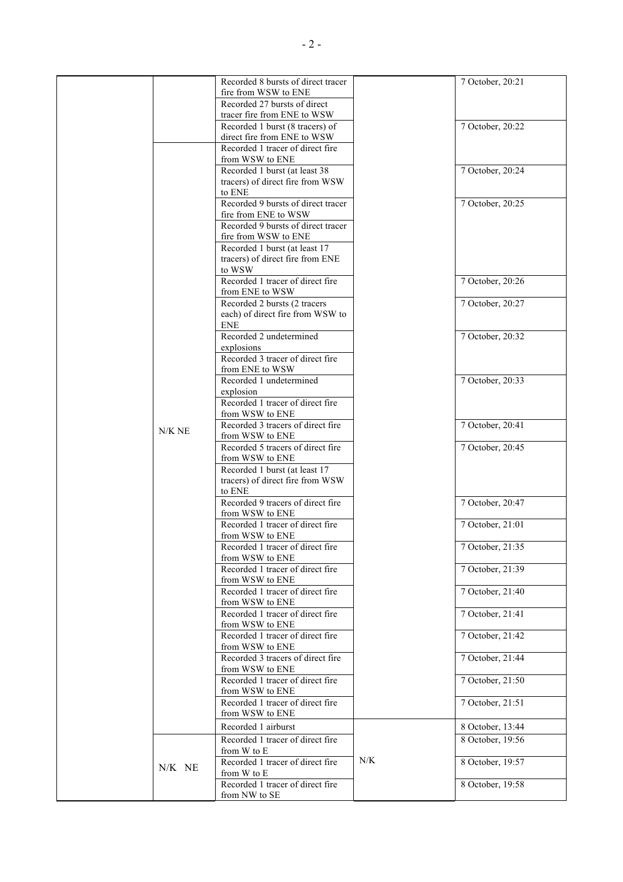| | | | | |
|---|---|---|---|---|
| | | Recorded 8 bursts of direct tracer fire from WSW to ENE | | 7 October, 20:21 |
| | | Recorded 27 bursts of direct tracer fire from ENE to WSW | | |
| | | Recorded 1 burst (8 tracers) of direct fire from ENE to WSW | | 7 October, 20:22 |
| | N/K NE | Recorded 1 tracer of direct fire from WSW to ENE | | |
| | | Recorded 1 burst (at least 38 tracers) of direct fire from WSW to ENE | | 7 October, 20:24 |
| | | Recorded 9 bursts of direct tracer fire from ENE to WSW | | 7 October, 20:25 |
| | | Recorded 9 bursts of direct tracer fire from WSW to ENE | | |
| | | Recorded 1 burst (at least 17 tracers) of direct fire from ENE to WSW | | |
| | | Recorded 1 tracer of direct fire from ENE to WSW | | 7 October, 20:26 |
| | | Recorded 2 bursts (2 tracers each) of direct fire from WSW to ENE | | 7 October, 20:27 |
| | | Recorded 2 undetermined explosions | | 7 October, 20:32 |
| | | Recorded 3 tracer of direct fire from ENE to WSW | | |
| | | Recorded 1 undetermined explosion | | 7 October, 20:33 |
| | | Recorded 1 tracer of direct fire from WSW to ENE | | |
| | | Recorded 3 tracers of direct fire from WSW to ENE | | 7 October, 20:41 |
| | | Recorded 5 tracers of direct fire from WSW to ENE | | 7 October, 20:45 |
| | | Recorded 1 burst (at least 17 tracers) of direct fire from WSW to ENE | | |
| | | Recorded 9 tracers of direct fire from WSW to ENE | | 7 October, 20:47 |
| | | Recorded 1 tracer of direct fire from WSW to ENE | | 7 October, 21:01 |
| | | Recorded 1 tracer of direct fire from WSW to ENE | | 7 October, 21:35 |
| | | Recorded 1 tracer of direct fire from WSW to ENE | | 7 October, 21:39 |
| | | Recorded 1 tracer of direct fire from WSW to ENE | | 7 October, 21:40 |
| | | Recorded 1 tracer of direct fire from WSW to ENE | | 7 October, 21:41 |
| | | Recorded 1 tracer of direct fire from WSW to ENE | | 7 October, 21:42 |
| | | Recorded 3 tracers of direct fire from WSW to ENE | | 7 October, 21:44 |
| | | Recorded 1 tracer of direct fire from WSW to ENE | | 7 October, 21:50 |
| | | Recorded 1 tracer of direct fire from WSW to ENE | | 7 October, 21:51 |
| | | Recorded 1 airburst | | 8 October, 13:44 |
| | N/K NE | Recorded 1 tracer of direct fire from W to E | N/K | 8 October, 19:56 |
| | | Recorded 1 tracer of direct fire from W to E | | 8 October, 19:57 |
| | | Recorded 1 tracer of direct fire from NW to SE | | 8 October, 19:58 |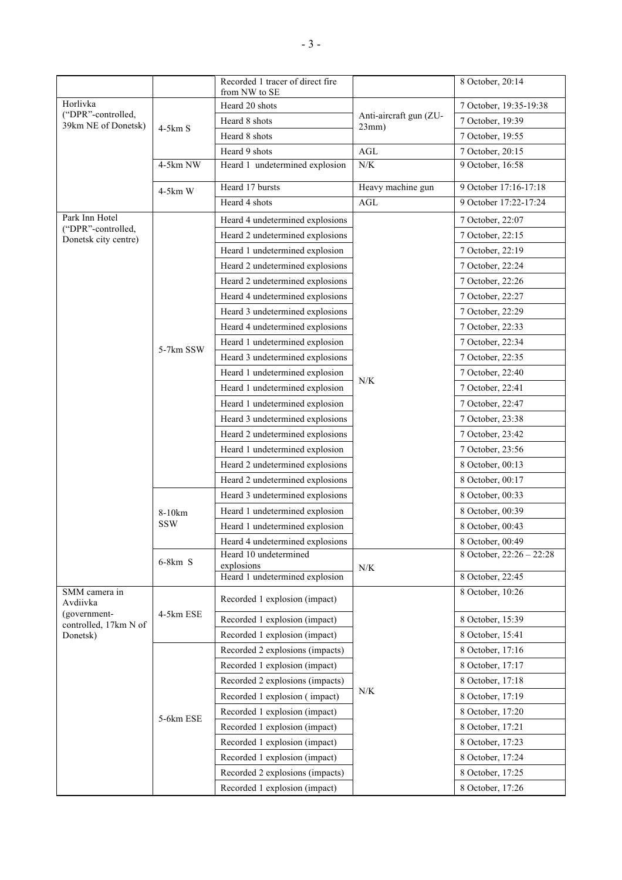| | | Recorded 1 tracer of direct fire from NW to SE | | 8 October, 20:14 |
|---|---|---|---|---|
| Horlivka ("DPR"-controlled, 39km NE of Donetsk) | 4-5km S | Heard 20 shots | Anti-aircraft gun (ZU-23mm) | 7 October, 19:35-19:38 |
| | | Heard 8 shots | | 7 October, 19:39 |
| | | Heard 8 shots | | 7 October, 19:55 |
| | | Heard 9 shots | AGL | 7 October, 20:15 |
| | 4-5km NW | Heard 1 undetermined explosion | N/K | 9 October, 16:58 |
| | 4-5km W | Heard 17 bursts | Heavy machine gun | 9 October 17:16-17:18 |
| | | Heard 4 shots | AGL | 9 October 17:22-17:24 |
| Park Inn Hotel ("DPR"-controlled, Donetsk city centre) | 5-7km SSW | Heard 4 undetermined explosions | N/K | 7 October, 22:07 |
| | | Heard 2 undetermined explosions | | 7 October, 22:15 |
| | | Heard 1 undetermined explosion | | 7 October, 22:19 |
| | | Heard 2 undetermined explosions | | 7 October, 22:24 |
| | | Heard 2 undetermined explosions | | 7 October, 22:26 |
| | | Heard 4 undetermined explosions | | 7 October, 22:27 |
| | | Heard 3 undetermined explosions | | 7 October, 22:29 |
| | | Heard 4 undetermined explosions | | 7 October, 22:33 |
| | | Heard 1 undetermined explosion | | 7 October, 22:34 |
| | | Heard 3 undetermined explosions | | 7 October, 22:35 |
| | | Heard 1 undetermined explosion | | 7 October, 22:40 |
| | | Heard 1 undetermined explosion | | 7 October, 22:41 |
| | | Heard 1 undetermined explosion | | 7 October, 22:47 |
| | | Heard 3 undetermined explosions | | 7 October, 23:38 |
| | | Heard 2 undetermined explosions | | 7 October, 23:42 |
| | | Heard 1 undetermined explosion | | 7 October, 23:56 |
| | | Heard 2 undetermined explosions | | 8 October, 00:13 |
| | | Heard 2 undetermined explosions | | 8 October, 00:17 |
| | 8-10km SSW | Heard 3 undetermined explosions | | 8 October, 00:33 |
| | | Heard 1 undetermined explosion | | 8 October, 00:39 |
| | | Heard 1 undetermined explosion | | 8 October, 00:43 |
| | | Heard 4 undetermined explosions | | 8 October, 00:49 |
| | 6-8km S | Heard 10 undetermined explosions | N/K | 8 October, 22:26 – 22:28 |
| | | Heard 1 undetermined explosion | | 8 October, 22:45 |
| SMM camera in Avdiivka (government-controlled, 17km N of Donetsk) | 4-5km ESE | Recorded 1 explosion (impact) | N/K | 8 October, 10:26 |
| | | Recorded 1 explosion (impact) | | 8 October, 15:39 |
| | | Recorded 1 explosion (impact) | | 8 October, 15:41 |
| | 5-6km ESE | Recorded 2 explosions (impacts) | | 8 October, 17:16 |
| | | Recorded 1 explosion (impact) | | 8 October, 17:17 |
| | | Recorded 2 explosions (impacts) | | 8 October, 17:18 |
| | | Recorded 1 explosion ( impact) | | 8 October, 17:19 |
| | | Recorded 1 explosion (impact) | | 8 October, 17:20 |
| | | Recorded 1 explosion (impact) | | 8 October, 17:21 |
| | | Recorded 1 explosion (impact) | | 8 October, 17:23 |
| | | Recorded 1 explosion (impact) | | 8 October, 17:24 |
| | | Recorded 2 explosions (impacts) | | 8 October, 17:25 |
| | | Recorded 1 explosion (impact) | | 8 October, 17:26 |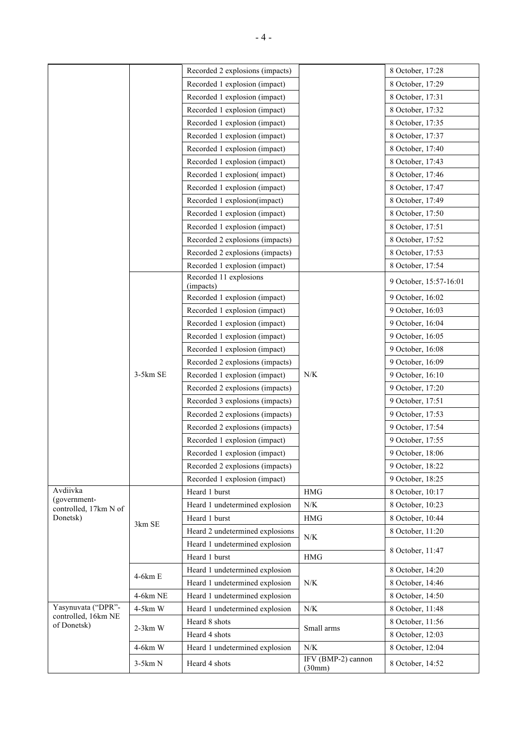| | | Recorded 2 explosions (impacts) | | 8 October, 17:28 |
|---|---|---|---|---|
| | | Recorded 1 explosion (impact) | | 8 October, 17:29 |
| | | Recorded 1 explosion (impact) | | 8 October, 17:31 |
| | | Recorded 1 explosion (impact) | | 8 October, 17:32 |
| | | Recorded 1 explosion (impact) | | 8 October, 17:35 |
| | | Recorded 1 explosion (impact) | | 8 October, 17:37 |
| | | Recorded 1 explosion (impact) | | 8 October, 17:40 |
| | | Recorded 1 explosion (impact) | | 8 October, 17:43 |
| | | Recorded 1 explosion( impact) | | 8 October, 17:46 |
| | | Recorded 1 explosion (impact) | | 8 October, 17:47 |
| | | Recorded 1 explosion(impact) | | 8 October, 17:49 |
| | | Recorded 1 explosion (impact) | | 8 October, 17:50 |
| | | Recorded 1 explosion (impact) | | 8 October, 17:51 |
| | | Recorded 2 explosions (impacts) | | 8 October, 17:52 |
| | | Recorded 2 explosions (impacts) | | 8 October, 17:53 |
| | | Recorded 1 explosion (impact) | | 8 October, 17:54 |
| | 3-5km SE | Recorded 11 explosions (impacts) | N/K | 9 October, 15:57-16:01 |
| | | Recorded 1 explosion (impact) | | 9 October, 16:02 |
| | | Recorded 1 explosion (impact) | | 9 October, 16:03 |
| | | Recorded 1 explosion (impact) | | 9 October, 16:04 |
| | | Recorded 1 explosion (impact) | | 9 October, 16:05 |
| | | Recorded 1 explosion (impact) | | 9 October, 16:08 |
| | | Recorded 2 explosions (impacts) | | 9 October, 16:09 |
| | | Recorded 1 explosion (impact) | | 9 October, 16:10 |
| | | Recorded 2 explosions (impacts) | | 9 October, 17:20 |
| | | Recorded 3 explosions (impacts) | | 9 October, 17:51 |
| | | Recorded 2 explosions (impacts) | | 9 October, 17:53 |
| | | Recorded 2 explosions (impacts) | | 9 October, 17:54 |
| | | Recorded 1 explosion (impact) | | 9 October, 17:55 |
| | | Recorded 1 explosion (impact) | | 9 October, 18:06 |
| | | Recorded 2 explosions (impacts) | | 9 October, 18:22 |
| | | Recorded 1 explosion (impact) | | 9 October, 18:25 |
| Avdiivka (government-controlled, 17km N of Donetsk) | 3km SE | Heard 1 burst | HMG | 8 October, 10:17 |
| | | Heard 1 undetermined explosion | N/K | 8 October, 10:23 |
| | | Heard 1 burst | HMG | 8 October, 10:44 |
| | | Heard 2 undetermined explosions | N/K | 8 October, 11:20 |
| | | Heard 1 undetermined explosion | | 8 October, 11:47 |
| | | Heard 1 burst | HMG | |
| | 4-6km E | Heard 1 undetermined explosion | N/K | 8 October, 14:20 |
| | | Heard 1 undetermined explosion | | 8 October, 14:46 |
| | 4-6km NE | Heard 1 undetermined explosion | | 8 October, 14:50 |
| Yasynuvata ("DPR"-controlled, 16km NE of Donetsk) | 4-5km W | Heard 1 undetermined explosion | N/K | 8 October, 11:48 |
| | 2-3km W | Heard 8 shots | Small arms | 8 October, 11:56 |
| | | Heard 4 shots | | 8 October, 12:03 |
| | 4-6km W | Heard 1 undetermined explosion | N/K | 8 October, 12:04 |
| | 3-5km N | Heard 4 shots | IFV (BMP-2) cannon (30mm) | 8 October, 14:52 |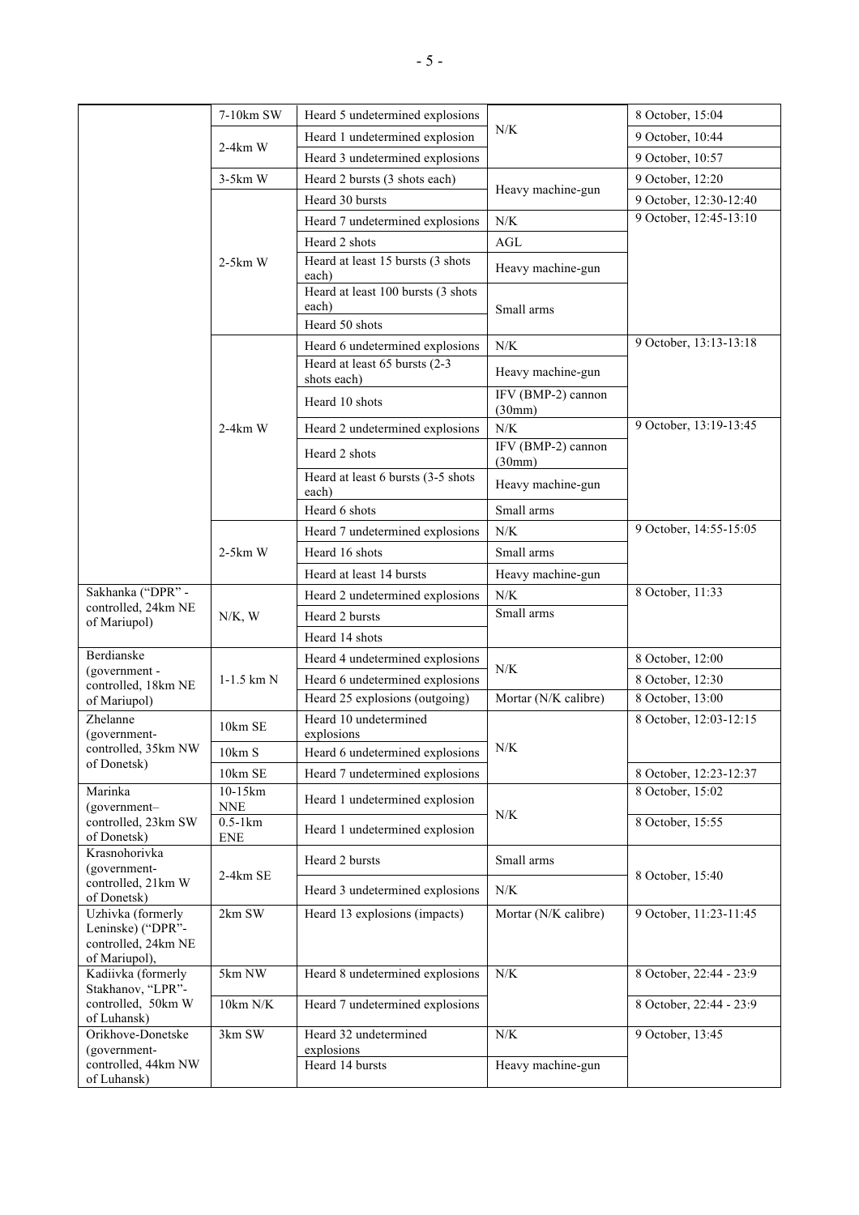| | | | | |
|---|---|---|---|---|
| | 7-10km SW | Heard 5 undetermined explosions | N/K | 8 October, 15:04 |
| | 2-4km W | Heard 1 undetermined explosion | | 9 October, 10:44 |
| | | Heard 3 undetermined explosions | | 9 October, 10:57 |
| | 3-5km W | Heard 2 bursts (3 shots each) | Heavy machine-gun | 9 October, 12:20 |
| | 2-5km W | Heard 30 bursts | | 9 October, 12:30-12:40 |
| | | Heard 7 undetermined explosions | N/K | 9 October, 12:45-13:10 |
| | | Heard 2 shots | AGL | |
| | | Heard at least 15 bursts (3 shots each) | Heavy machine-gun | |
| | | Heard at least 100 bursts (3 shots each) | Small arms | |
| | | Heard 50 shots | | |
| | 2-4km W | Heard 6 undetermined explosions | N/K | 9 October, 13:13-13:18 |
| | | Heard at least 65 bursts (2-3 shots each) | Heavy machine-gun | |
| | | Heard 10 shots | IFV (BMP-2) cannon (30mm) | |
| | | Heard 2 undetermined explosions | N/K | 9 October, 13:19-13:45 |
| | | Heard 2 shots | IFV (BMP-2) cannon (30mm) | |
| | | Heard at least 6 bursts (3-5 shots each) | Heavy machine-gun | |
| | | Heard 6 shots | Small arms | |
| | 2-5km W | Heard 7 undetermined explosions | N/K | 9 October, 14:55-15:05 |
| | | Heard 16 shots | Small arms | |
| | | Heard at least 14 bursts | Heavy machine-gun | |
| Sakhanka ("DPR" - controlled, 24km NE of Mariupol) | N/K, W | Heard 2 undetermined explosions | N/K | 8 October, 11:33 |
| | | Heard 2 bursts | Small arms | |
| | | Heard 14 shots | | |
| Berdianske (government - controlled, 18km NE of Mariupol) | 1-1.5 km N | Heard 4 undetermined explosions | N/K | 8 October, 12:00 |
| | | Heard 6 undetermined explosions | | 8 October, 12:30 |
| | | Heard 25 explosions (outgoing) | Mortar (N/K calibre) | 8 October, 13:00 |
| Zhelanne (government-controlled, 35km NW of Donetsk) | 10km SE | Heard 10 undetermined explosions | N/K | 8 October, 12:03-12:15 |
| | 10km S | Heard 6 undetermined explosions | | |
| | 10km SE | Heard 7 undetermined explosions | | 8 October, 12:23-12:37 |
| Marinka (government–controlled, 23km SW of Donetsk) | 10-15km NNE | Heard 1 undetermined explosion | N/K | 8 October, 15:02 |
| | 0.5-1km ENE | Heard 1 undetermined explosion | | 8 October, 15:55 |
| Krasnohorivka (government-controlled, 21km W of Donetsk) | 2-4km SE | Heard 2 bursts | Small arms | 8 October, 15:40 |
| | | Heard 3 undetermined explosions | N/K | |
| Uzhivka (formerly Leninske) ("DPR"-controlled, 24km NE of Mariupol), | 2km SW | Heard 13 explosions (impacts) | Mortar (N/K calibre) | 9 October, 11:23-11:45 |
| Kadiivka (formerly Stakhanov, "LPR"-controlled, 50km W of Luhansk) | 5km NW | Heard 8 undetermined explosions | N/K | 8 October, 22:44 - 23:9 |
| | 10km N/K | Heard 7 undetermined explosions | | 8 October, 22:44 - 23:9 |
| Orikhove-Donetske (government-controlled, 44km NW of Luhansk) | 3km SW | Heard 32 undetermined explosions | N/K | 9 October, 13:45 |
| | | Heard 14 bursts | Heavy machine-gun | |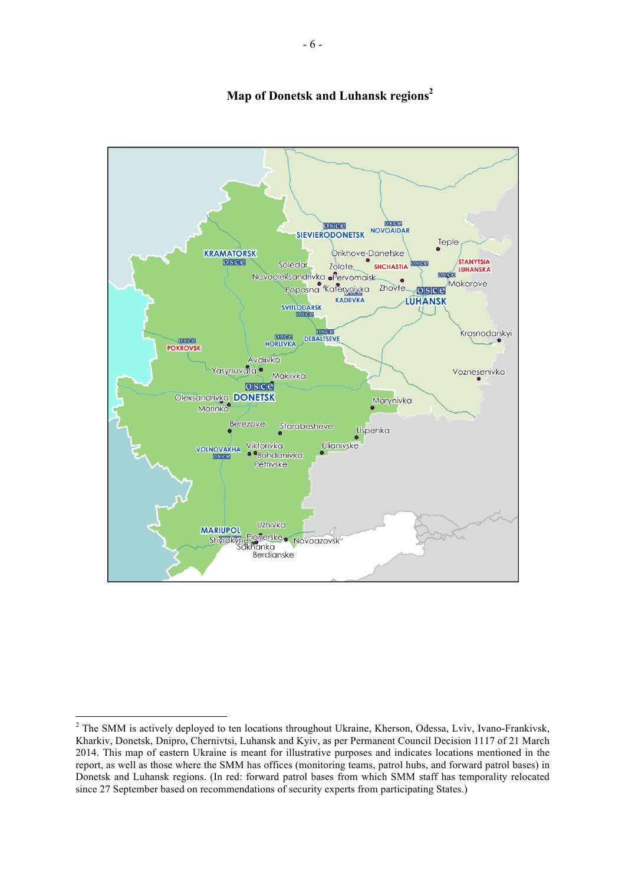## Map of Donetsk and Luhansk regions[2]

OSCE
SIEVIERODONETSK
OSCE
NOVOAIDAR
Teple
KRAMATORSK
OSCE
Orikhove-Donetske
Soledar
Zolote
SHCHASTIA
OSCE
STANYTSIA LUHANSKA
Novooleksandrivka
Pervomaisk
OSCE
Popasna
Katerynivka
OSCE
Zhovte
OSCE
Makarove
KADIIVKA
LUHANSK
SVITLODARSK
OSCE
OSCE
OSCE
HORLIVKA
DEBALTSEVE
Krasnodarskyi
OSCE
POKROVSK
Avdiivka
Yasynuvata
Voznesenivka
Makiivka
OSCE
Oleksandrivka
DONETSK
Marynivka
Marinka
Berezove
Starobesheve
Uspenka
VOLNOVAKHA
OSCE
Viktorivka
Bohdanivka
Petrivske
Ulianivske
Uzhivka
MARIUPOL
Shyrokyne
Pionerske
Novoazovsk
Sakhanka
Berdianske

[2] The SMM is actively deployed to ten locations throughout Ukraine, Kherson, Odessa, Lviv, Ivano-Frankivsk, Kharkiv, Donetsk, Dnipro, Chernivtsi, Luhansk and Kyiv, as per Permanent Council Decision 1117 of 21 March 2014. This map of eastern Ukraine is meant for illustrative purposes and indicates locations mentioned in the report, as well as those where the SMM has offices (monitoring teams, patrol hubs, and forward patrol bases) in Donetsk and Luhansk regions. (In red: forward patrol bases from which SMM staff has temporality relocated since 27 September based on recommendations of security experts from participating States.)